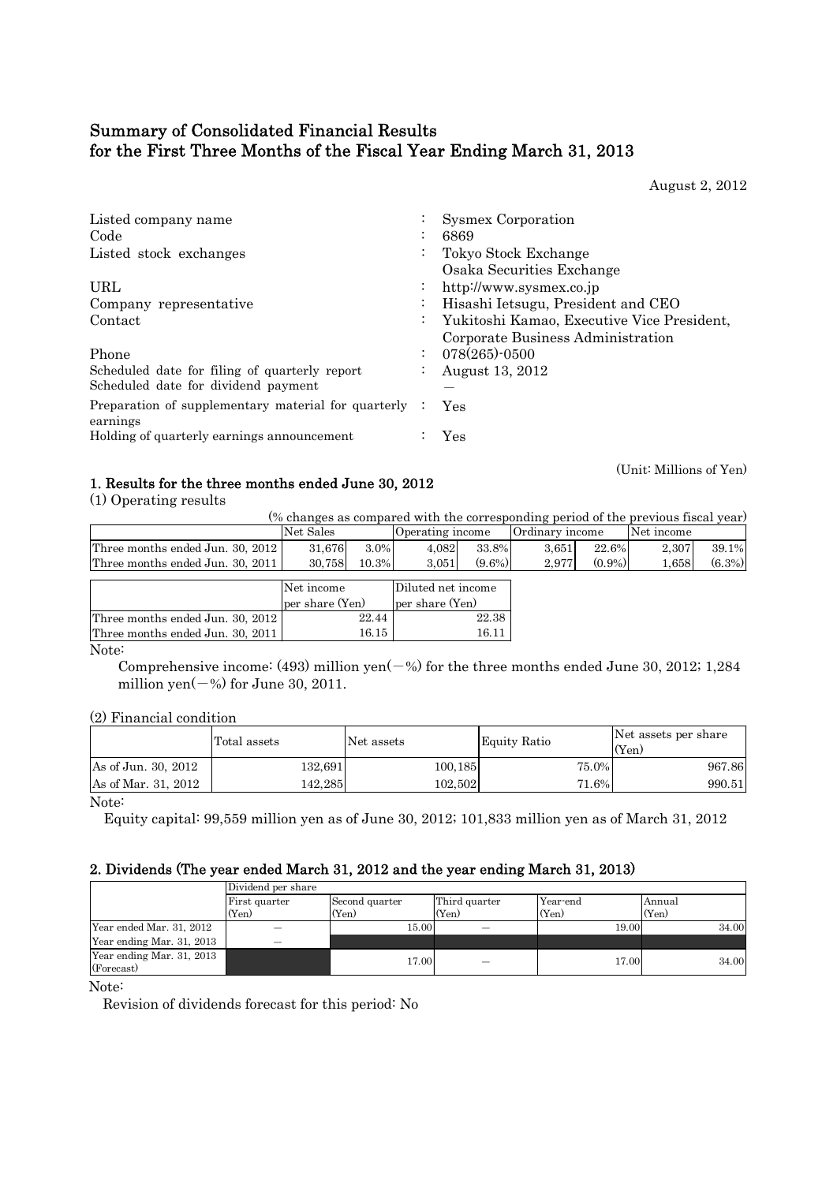# Summary of Consolidated Financial Results for the First Three Months of the Fiscal Year Ending March 31, 2013

August 2, 2012

| | | |
|---|---|---|
| Listed company name | : | Sysmex Corporation |
| Code | : | 6869 |
| Listed stock exchanges | : | Tokyo Stock Exchange<br>Osaka Securities Exchange |
| URL | : | http://www.sysmex.co.jp |
| Company representative | : | Hisashi Ietsugu, President and CEO |
| Contact | : | Yukitoshi Kamao, Executive Vice President, Corporate Business Administration |
| Phone | : | 078(265)-0500 |
| Scheduled date for filing of quarterly report | : | August 13, 2012 |
| Scheduled date for dividend payment | | — |
| Preparation of supplementary material for quarterly earnings | : | Yes |
| Holding of quarterly earnings announcement | : | Yes |

(Unit: Millions of Yen)

## 1. Results for the three months ended June 30, 2012

(1) Operating results

(% changes as compared with the corresponding period of the previous fiscal year)

| | Net Sales | | Operating income | | Ordinary income | | Net income | |
|---|---|---|---|---|---|---|---|---|
| Three months ended Jun. 30, 2012 | 31,676 | 3.0% | 4,082 | 33.8% | 3,651 | 22.6% | 2,307 | 39.1% |
| Three months ended Jun. 30, 2011 | 30,758 | 10.3% | 3,051 | (9.6%) | 2,977 | (0.9%) | 1,658 | (6.3%) |

| | Net income per share (Yen) | Diluted net income per share (Yen) |
|---|---|---|
| Three months ended Jun. 30, 2012 | 22.44 | 22.38 |
| Three months ended Jun. 30, 2011 | 16.15 | 16.11 |

Note:

Comprehensive income: (493) million yen(—%) for the three months ended June 30, 2012; 1,284 million yen(—%) for June 30, 2011.

(2) Financial condition

| | Total assets | Net assets | Equity Ratio | Net assets per share (Yen) |
|---|---|---|---|---|
| As of Jun. 30, 2012 | 132,691 | 100,185 | 75.0% | 967.86 |
| As of Mar. 31, 2012 | 142,285 | 102,502 | 71.6% | 990.51 |

Note:

Equity capital: 99,559 million yen as of June 30, 2012; 101,833 million yen as of March 31, 2012

## 2. Dividends (The year ended March 31, 2012 and the year ending March 31, 2013)

| | Dividend per share | | | | |
|---|---|---|---|---|---|
| | First quarter (Yen) | Second quarter (Yen) | Third quarter (Yen) | Year-end (Yen) | Annual (Yen) |
| Year ended Mar. 31, 2012 | — | 15.00 | — | 19.00 | 34.00 |
| Year ending Mar. 31, 2013 | — | | | | |
| Year ending Mar. 31, 2013 (Forecast) | | 17.00 | — | 17.00 | 34.00 |

Note:

Revision of dividends forecast for this period: No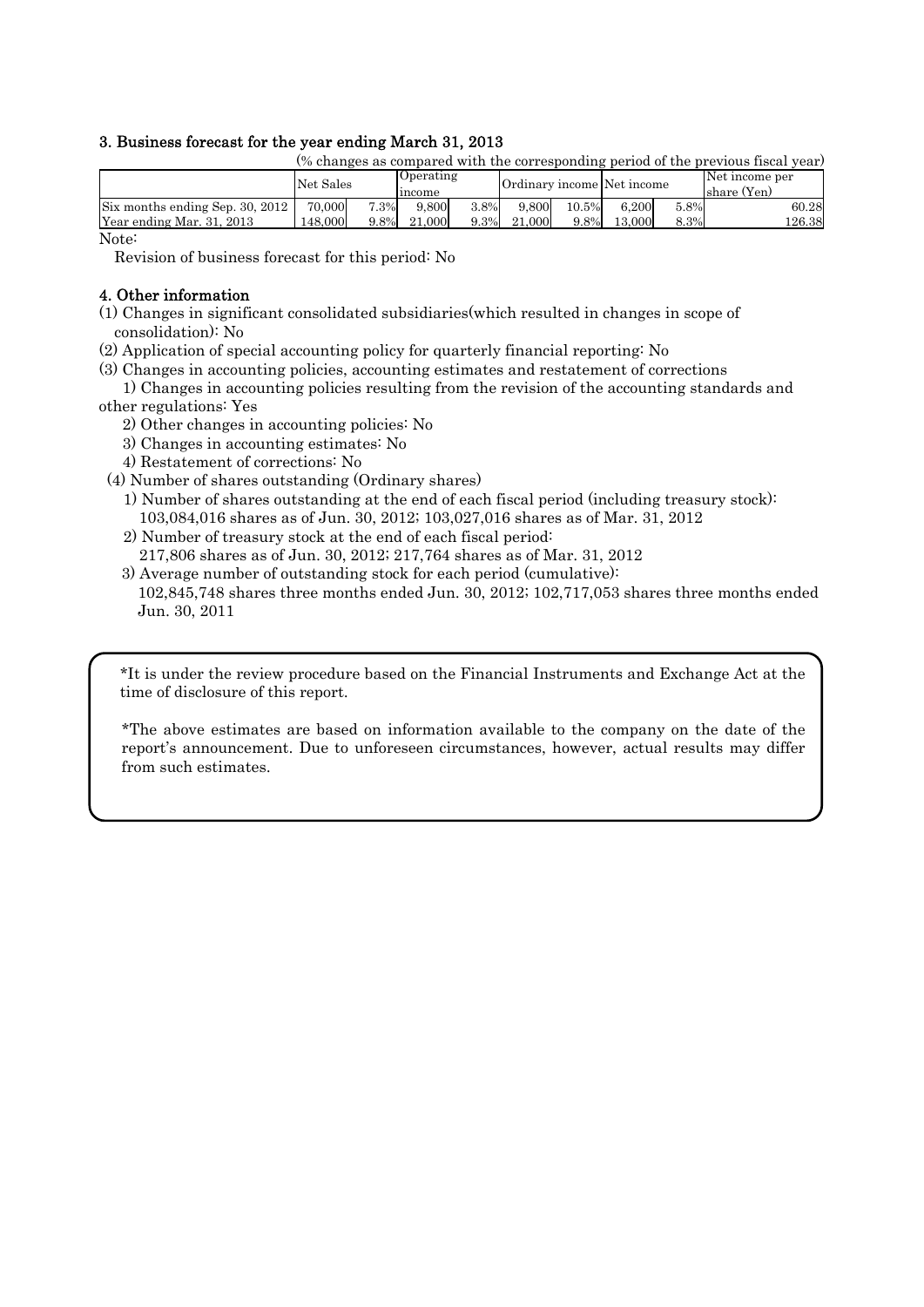### 3. Business forecast for the year ending March 31, 2013

(% changes as compared with the corresponding period of the previous fiscal year)

| | Net Sales | | Operating income | | Ordinary income | | Net income | | Net income per share (Yen) |
|---|---|---|---|---|---|---|---|---|---|
| Six months ending Sep. 30, 2012 | 70,000 | 7.3% | 9,800 | 3.8% | 9,800 | 10.5% | 6,200 | 5.8% | 60.28 |
| Year ending Mar. 31, 2013 | 148,000 | 9.8% | 21,000 | 9.3% | 21,000 | 9.8% | 13,000 | 8.3% | 126.38 |

Note:

Revision of business forecast for this period: No

### 4. Other information

(1) Changes in significant consolidated subsidiaries(which resulted in changes in scope of consolidation): No

(2) Application of special accounting policy for quarterly financial reporting: No

(3) Changes in accounting policies, accounting estimates and restatement of corrections

1) Changes in accounting policies resulting from the revision of the accounting standards and other regulations: Yes

2) Other changes in accounting policies: No

3) Changes in accounting estimates: No

4) Restatement of corrections: No

(4) Number of shares outstanding (Ordinary shares)

1) Number of shares outstanding at the end of each fiscal period (including treasury stock):
103,084,016 shares as of Jun. 30, 2012; 103,027,016 shares as of Mar. 31, 2012

2) Number of treasury stock at the end of each fiscal period:
217,806 shares as of Jun. 30, 2012; 217,764 shares as of Mar. 31, 2012

3) Average number of outstanding stock for each period (cumulative):
102,845,748 shares three months ended Jun. 30, 2012; 102,717,053 shares three months ended Jun. 30, 2011

*It is under the review procedure based on the Financial Instruments and Exchange Act at the time of disclosure of this report.

*The above estimates are based on information available to the company on the date of the report's announcement. Due to unforeseen circumstances, however, actual results may differ from such estimates.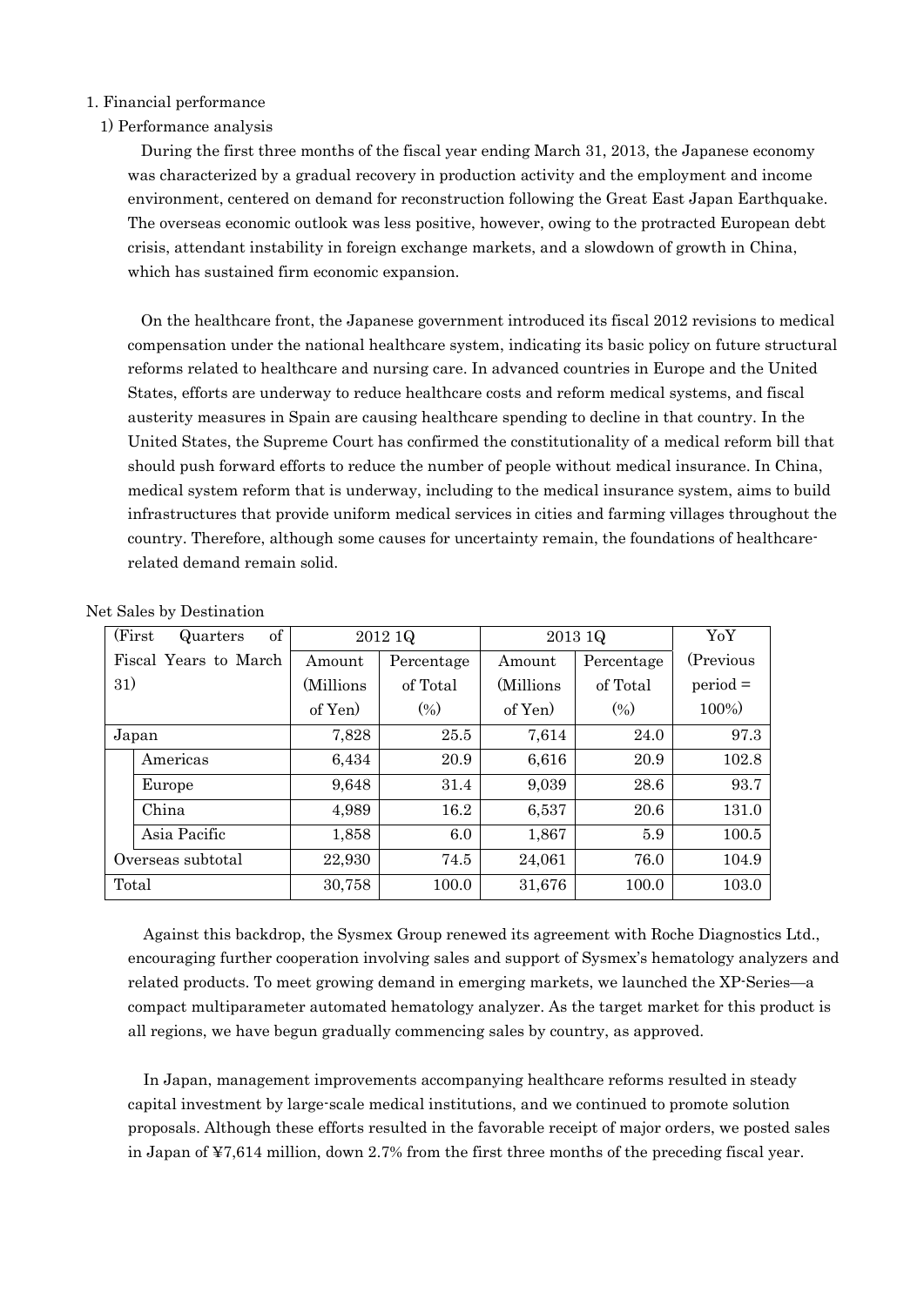1. Financial performance

1) Performance analysis

During the first three months of the fiscal year ending March 31, 2013, the Japanese economy was characterized by a gradual recovery in production activity and the employment and income environment, centered on demand for reconstruction following the Great East Japan Earthquake. The overseas economic outlook was less positive, however, owing to the protracted European debt crisis, attendant instability in foreign exchange markets, and a slowdown of growth in China, which has sustained firm economic expansion.

On the healthcare front, the Japanese government introduced its fiscal 2012 revisions to medical compensation under the national healthcare system, indicating its basic policy on future structural reforms related to healthcare and nursing care. In advanced countries in Europe and the United States, efforts are underway to reduce healthcare costs and reform medical systems, and fiscal austerity measures in Spain are causing healthcare spending to decline in that country. In the United States, the Supreme Court has confirmed the constitutionality of a medical reform bill that should push forward efforts to reduce the number of people without medical insurance. In China, medical system reform that is underway, including to the medical insurance system, aims to build infrastructures that provide uniform medical services in cities and farming villages throughout the country. Therefore, although some causes for uncertainty remain, the foundations of healthcare-related demand remain solid.

Net Sales by Destination

| (First Quarters of Fiscal Years to March 31) | | 2012 1Q | | 2013 1Q | | YoY |
|---|---|---|---|---|---|---|
| | | Amount (Millions of Yen) | Percentage of Total (%) | Amount (Millions of Yen) | Percentage of Total (%) | (Previous period = 100%) |
| Japan | | 7,828 | 25.5 | 7,614 | 24.0 | 97.3 |
| | Americas | 6,434 | 20.9 | 6,616 | 20.9 | 102.8 |
| | Europe | 9,648 | 31.4 | 9,039 | 28.6 | 93.7 |
| | China | 4,989 | 16.2 | 6,537 | 20.6 | 131.0 |
| | Asia Pacific | 1,858 | 6.0 | 1,867 | 5.9 | 100.5 |
| Overseas subtotal | | 22,930 | 74.5 | 24,061 | 76.0 | 104.9 |
| Total | | 30,758 | 100.0 | 31,676 | 100.0 | 103.0 |

Against this backdrop, the Sysmex Group renewed its agreement with Roche Diagnostics Ltd., encouraging further cooperation involving sales and support of Sysmex's hematology analyzers and related products. To meet growing demand in emerging markets, we launched the XP-Series—a compact multiparameter automated hematology analyzer. As the target market for this product is all regions, we have begun gradually commencing sales by country, as approved.

In Japan, management improvements accompanying healthcare reforms resulted in steady capital investment by large-scale medical institutions, and we continued to promote solution proposals. Although these efforts resulted in the favorable receipt of major orders, we posted sales in Japan of ¥7,614 million, down 2.7% from the first three months of the preceding fiscal year.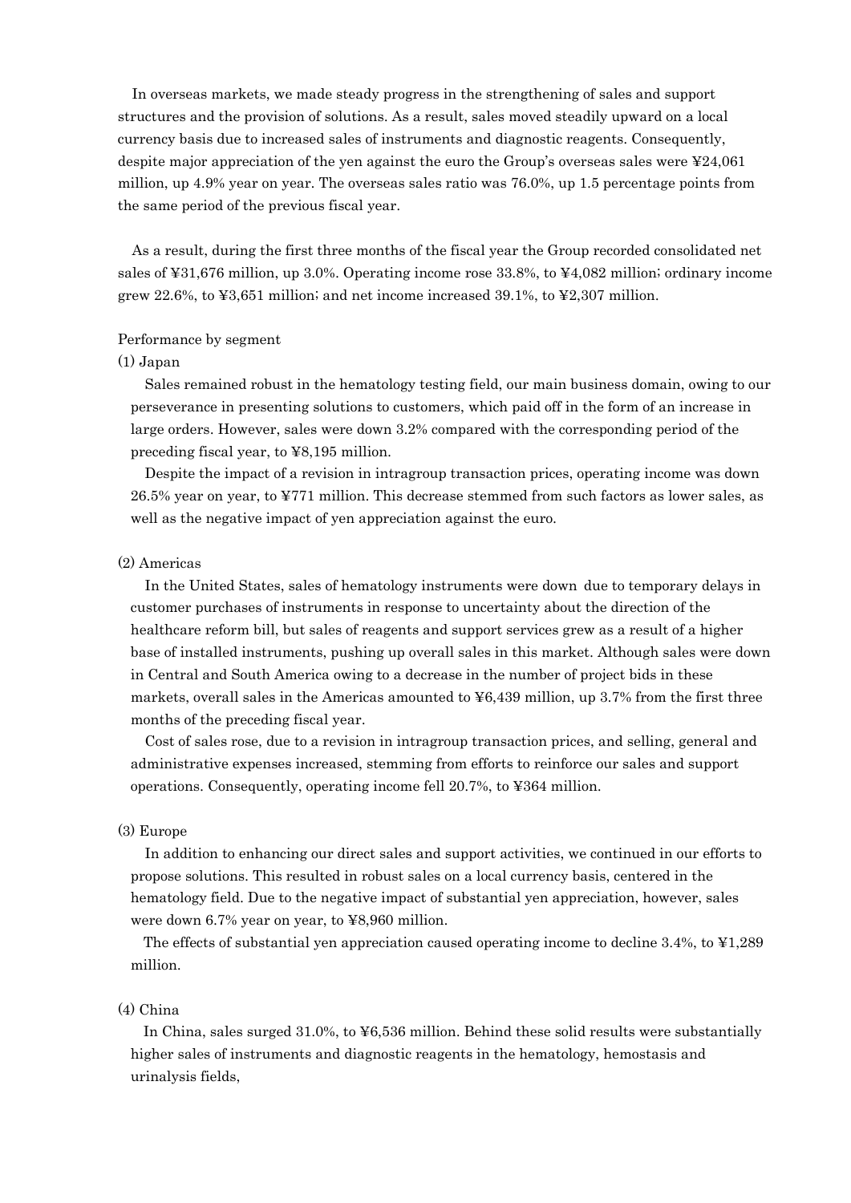In overseas markets, we made steady progress in the strengthening of sales and support structures and the provision of solutions. As a result, sales moved steadily upward on a local currency basis due to increased sales of instruments and diagnostic reagents. Consequently, despite major appreciation of the yen against the euro the Group's overseas sales were ¥24,061 million, up 4.9% year on year. The overseas sales ratio was 76.0%, up 1.5 percentage points from the same period of the previous fiscal year.

As a result, during the first three months of the fiscal year the Group recorded consolidated net sales of ¥31,676 million, up 3.0%. Operating income rose 33.8%, to ¥4,082 million; ordinary income grew 22.6%, to ¥3,651 million; and net income increased 39.1%, to ¥2,307 million.

Performance by segment

(1) Japan

Sales remained robust in the hematology testing field, our main business domain, owing to our perseverance in presenting solutions to customers, which paid off in the form of an increase in large orders. However, sales were down 3.2% compared with the corresponding period of the preceding fiscal year, to ¥8,195 million.

Despite the impact of a revision in intragroup transaction prices, operating income was down 26.5% year on year, to ¥771 million. This decrease stemmed from such factors as lower sales, as well as the negative impact of yen appreciation against the euro.

(2) Americas

In the United States, sales of hematology instruments were down due to temporary delays in customer purchases of instruments in response to uncertainty about the direction of the healthcare reform bill, but sales of reagents and support services grew as a result of a higher base of installed instruments, pushing up overall sales in this market. Although sales were down in Central and South America owing to a decrease in the number of project bids in these markets, overall sales in the Americas amounted to ¥6,439 million, up 3.7% from the first three months of the preceding fiscal year.

Cost of sales rose, due to a revision in intragroup transaction prices, and selling, general and administrative expenses increased, stemming from efforts to reinforce our sales and support operations. Consequently, operating income fell 20.7%, to ¥364 million.

(3) Europe

In addition to enhancing our direct sales and support activities, we continued in our efforts to propose solutions. This resulted in robust sales on a local currency basis, centered in the hematology field. Due to the negative impact of substantial yen appreciation, however, sales were down 6.7% year on year, to ¥8,960 million.

The effects of substantial yen appreciation caused operating income to decline 3.4%, to ¥1,289 million.

(4) China

In China, sales surged 31.0%, to ¥6,536 million. Behind these solid results were substantially higher sales of instruments and diagnostic reagents in the hematology, hemostasis and urinalysis fields,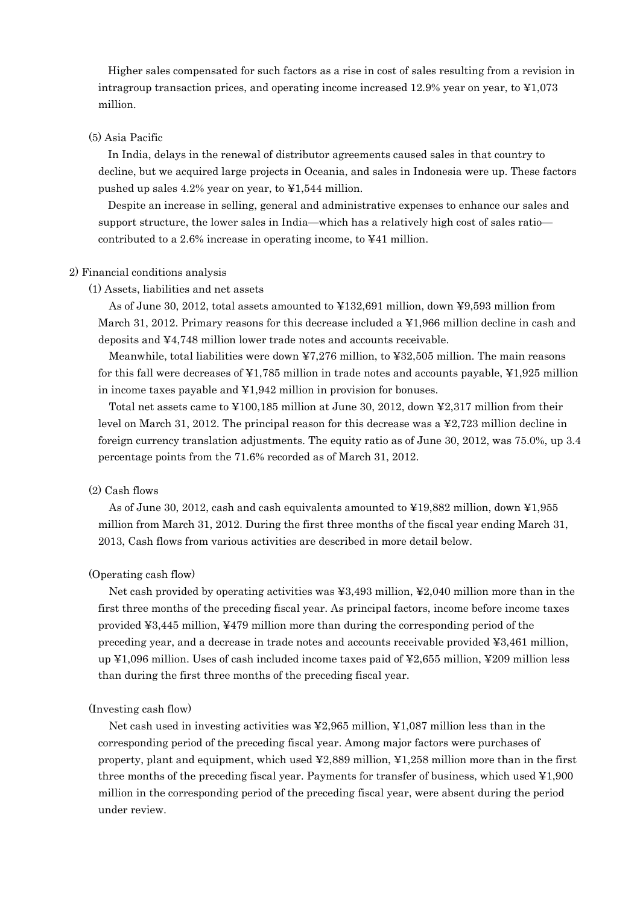Higher sales compensated for such factors as a rise in cost of sales resulting from a revision in intragroup transaction prices, and operating income increased 12.9% year on year, to ¥1,073 million.

(5) Asia Pacific

In India, delays in the renewal of distributor agreements caused sales in that country to decline, but we acquired large projects in Oceania, and sales in Indonesia were up. These factors pushed up sales 4.2% year on year, to ¥1,544 million.

Despite an increase in selling, general and administrative expenses to enhance our sales and support structure, the lower sales in India—which has a relatively high cost of sales ratio—contributed to a 2.6% increase in operating income, to ¥41 million.

2) Financial conditions analysis

(1) Assets, liabilities and net assets

As of June 30, 2012, total assets amounted to ¥132,691 million, down ¥9,593 million from March 31, 2012. Primary reasons for this decrease included a ¥1,966 million decline in cash and deposits and ¥4,748 million lower trade notes and accounts receivable.

Meanwhile, total liabilities were down ¥7,276 million, to ¥32,505 million. The main reasons for this fall were decreases of ¥1,785 million in trade notes and accounts payable, ¥1,925 million in income taxes payable and ¥1,942 million in provision for bonuses.

Total net assets came to ¥100,185 million at June 30, 2012, down ¥2,317 million from their level on March 31, 2012. The principal reason for this decrease was a ¥2,723 million decline in foreign currency translation adjustments. The equity ratio as of June 30, 2012, was 75.0%, up 3.4 percentage points from the 71.6% recorded as of March 31, 2012.

(2) Cash flows

As of June 30, 2012, cash and cash equivalents amounted to ¥19,882 million, down ¥1,955 million from March 31, 2012. During the first three months of the fiscal year ending March 31, 2013, Cash flows from various activities are described in more detail below.

(Operating cash flow)

Net cash provided by operating activities was ¥3,493 million, ¥2,040 million more than in the first three months of the preceding fiscal year. As principal factors, income before income taxes provided ¥3,445 million, ¥479 million more than during the corresponding period of the preceding year, and a decrease in trade notes and accounts receivable provided ¥3,461 million, up ¥1,096 million. Uses of cash included income taxes paid of ¥2,655 million, ¥209 million less than during the first three months of the preceding fiscal year.

(Investing cash flow)

Net cash used in investing activities was ¥2,965 million, ¥1,087 million less than in the corresponding period of the preceding fiscal year. Among major factors were purchases of property, plant and equipment, which used ¥2,889 million, ¥1,258 million more than in the first three months of the preceding fiscal year. Payments for transfer of business, which used ¥1,900 million in the corresponding period of the preceding fiscal year, were absent during the period under review.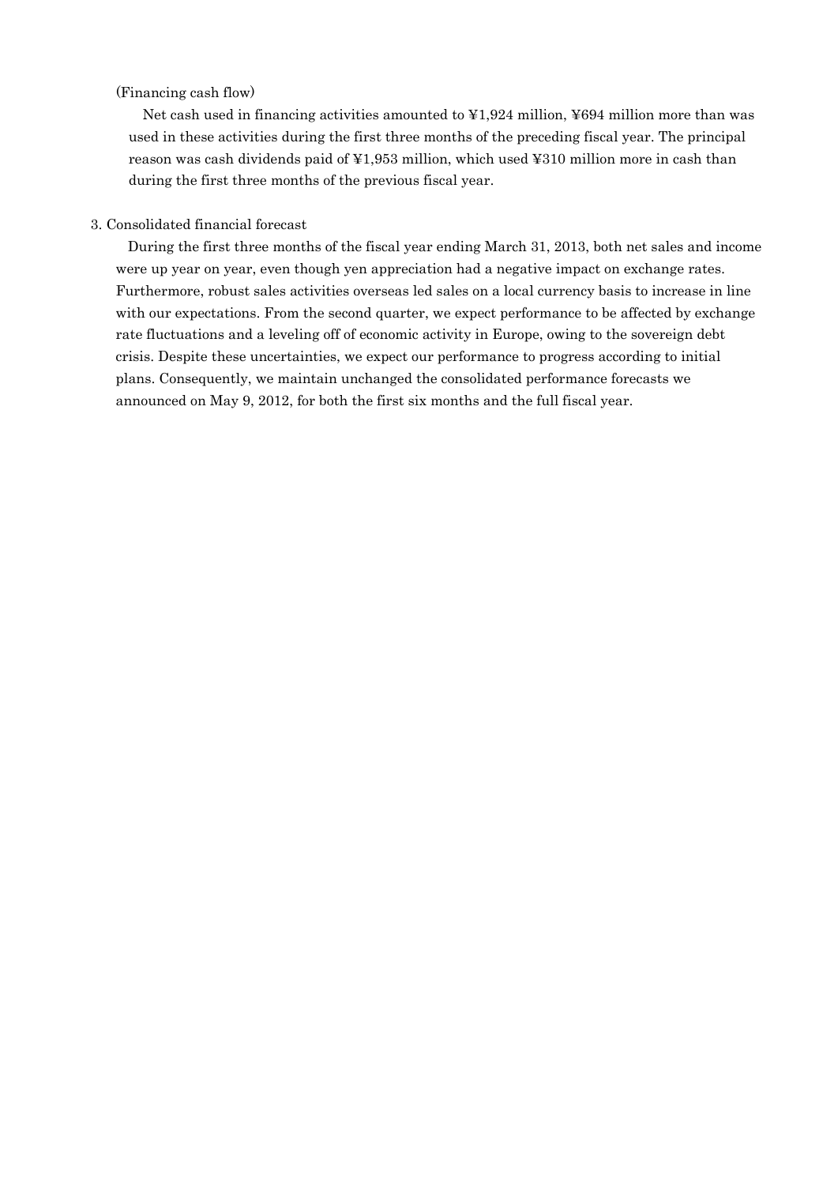(Financing cash flow)

Net cash used in financing activities amounted to ¥1,924 million, ¥694 million more than was used in these activities during the first three months of the preceding fiscal year. The principal reason was cash dividends paid of ¥1,953 million, which used ¥310 million more in cash than during the first three months of the previous fiscal year.

3. Consolidated financial forecast

During the first three months of the fiscal year ending March 31, 2013, both net sales and income were up year on year, even though yen appreciation had a negative impact on exchange rates. Furthermore, robust sales activities overseas led sales on a local currency basis to increase in line with our expectations. From the second quarter, we expect performance to be affected by exchange rate fluctuations and a leveling off of economic activity in Europe, owing to the sovereign debt crisis. Despite these uncertainties, we expect our performance to progress according to initial plans. Consequently, we maintain unchanged the consolidated performance forecasts we announced on May 9, 2012, for both the first six months and the full fiscal year.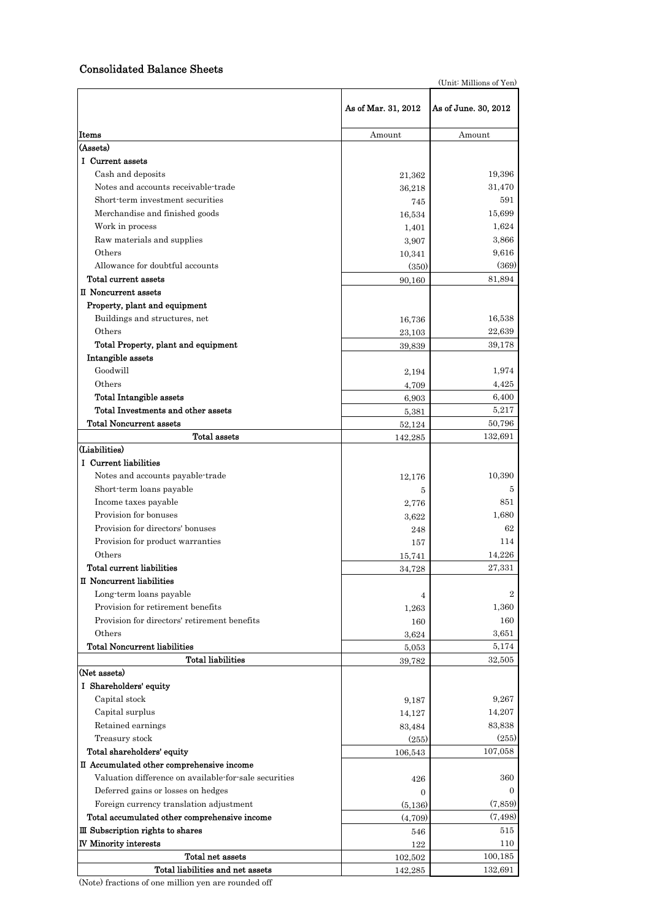## Consolidated Balance Sheets

(Unit: Millions of Yen)

| Items | As of Mar. 31, 2012 | As of June. 30, 2012 |
|---|---|---|
| | Amount | Amount |
| (Assets) | | |
| Ⅰ Current assets | | |
| Cash and deposits | 21,362 | 19,396 |
| Notes and accounts receivable-trade | 36,218 | 31,470 |
| Short-term investment securities | 745 | 591 |
| Merchandise and finished goods | 16,534 | 15,699 |
| Work in process | 1,401 | 1,624 |
| Raw materials and supplies | 3,907 | 3,866 |
| Others | 10,341 | 9,616 |
| Allowance for doubtful accounts | (350) | (369) |
| Total current assets | 90,160 | 81,894 |
| Ⅱ Noncurrent assets | | |
| Property, plant and equipment | | |
| Buildings and structures, net | 16,736 | 16,538 |
| Others | 23,103 | 22,639 |
| Total Property, plant and equipment | 39,839 | 39,178 |
| Intangible assets | | |
| Goodwill | 2,194 | 1,974 |
| Others | 4,709 | 4,425 |
| Total Intangible assets | 6,903 | 6,400 |
| Total Investments and other assets | 5,381 | 5,217 |
| Total Noncurrent assets | 52,124 | 50,796 |
| Total assets | 142,285 | 132,691 |
| (Liabilities) | | |
| Ⅰ Current liabilities | | |
| Notes and accounts payable-trade | 12,176 | 10,390 |
| Short-term loans payable | 5 | 5 |
| Income taxes payable | 2,776 | 851 |
| Provision for bonuses | 3,622 | 1,680 |
| Provision for directors' bonuses | 248 | 62 |
| Provision for product warranties | 157 | 114 |
| Others | 15,741 | 14,226 |
| Total current liabilities | 34,728 | 27,331 |
| Ⅱ Noncurrent liabilities | | |
| Long-term loans payable | 4 | 2 |
| Provision for retirement benefits | 1,263 | 1,360 |
| Provision for directors' retirement benefits | 160 | 160 |
| Others | 3,624 | 3,651 |
| Total Noncurrent liabilities | 5,053 | 5,174 |
| Total liabilities | 39,782 | 32,505 |
| (Net assets) | | |
| Ⅰ Shareholders' equity | | |
| Capital stock | 9,187 | 9,267 |
| Capital surplus | 14,127 | 14,207 |
| Retained earnings | 83,484 | 83,838 |
| Treasury stock | (255) | (255) |
| Total shareholders' equity | 106,543 | 107,058 |
| Ⅱ Accumulated other comprehensive income | | |
| Valuation difference on available-for-sale securities | 426 | 360 |
| Deferred gains or losses on hedges | 0 | 0 |
| Foreign currency translation adjustment | (5,136) | (7,859) |
| Total accumulated other comprehensive income | (4,709) | (7,498) |
| Ⅲ Subscription rights to shares | 546 | 515 |
| Ⅳ Minority interests | 122 | 110 |
| Total net assets | 102,502 | 100,185 |
| Total liabilities and net assets | 142,285 | 132,691 |

(Note) fractions of one million yen are rounded off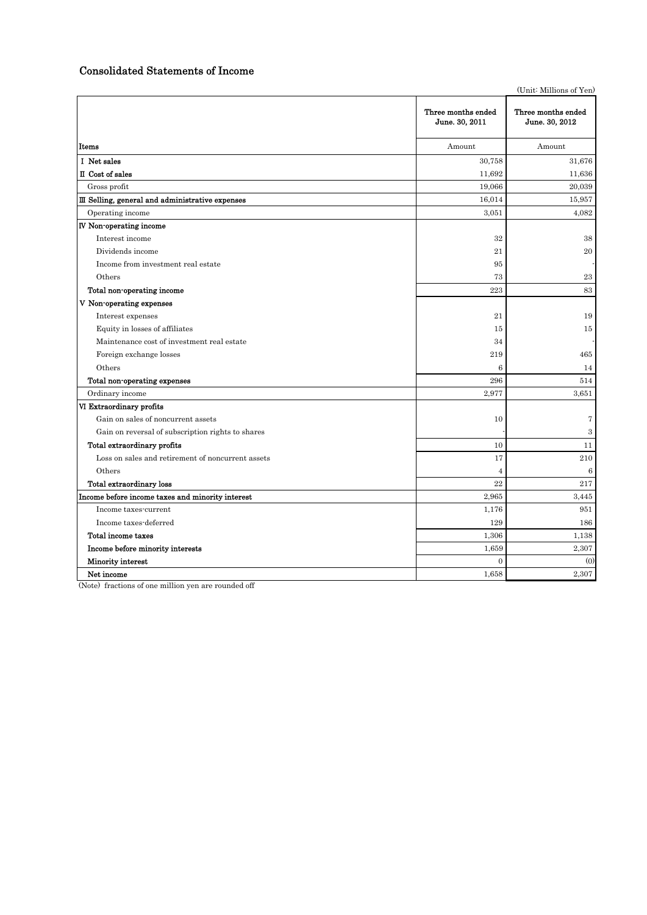## Consolidated Statements of Income

(Unit: Millions of Yen)

| Items | Three months ended June. 30, 2011 | Three months ended June. 30, 2012 |
|---|---|---|
| | Amount | Amount |
| Ⅰ Net sales | 30,758 | 31,676 |
| Ⅱ Cost of sales | 11,692 | 11,636 |
| Gross profit | 19,066 | 20,039 |
| Ⅲ Selling, general and administrative expenses | 16,014 | 15,957 |
| Operating income | 3,051 | 4,082 |
| Ⅳ Non-operating income | | |
| Interest income | 32 | 38 |
| Dividends income | 21 | 20 |
| Income from investment real estate | 95 | - |
| Others | 73 | 23 |
| Total non-operating income | 223 | 83 |
| Ⅴ Non-operating expenses | | |
| Interest expenses | 21 | 19 |
| Equity in losses of affiliates | 15 | 15 |
| Maintenance cost of investment real estate | 34 | - |
| Foreign exchange losses | 219 | 465 |
| Others | 6 | 14 |
| Total non-operating expenses | 296 | 514 |
| Ordinary income | 2,977 | 3,651 |
| Ⅵ Extraordinary profits | | |
| Gain on sales of noncurrent assets | 10 | 7 |
| Gain on reversal of subscription rights to shares | - | 3 |
| Total extraordinary profits | 10 | 11 |
| Loss on sales and retirement of noncurrent assets | 17 | 210 |
| Others | 4 | 6 |
| Total extraordinary loss | 22 | 217 |
| Income before income taxes and minority interest | 2,965 | 3,445 |
| Income taxes-current | 1,176 | 951 |
| Income taxes-deferred | 129 | 186 |
| Total income taxes | 1,306 | 1,138 |
| Income before minority interests | 1,659 | 2,307 |
| Minority interest | 0 | (0) |
| Net income | 1,658 | 2,307 |

(Note) fractions of one million yen are rounded off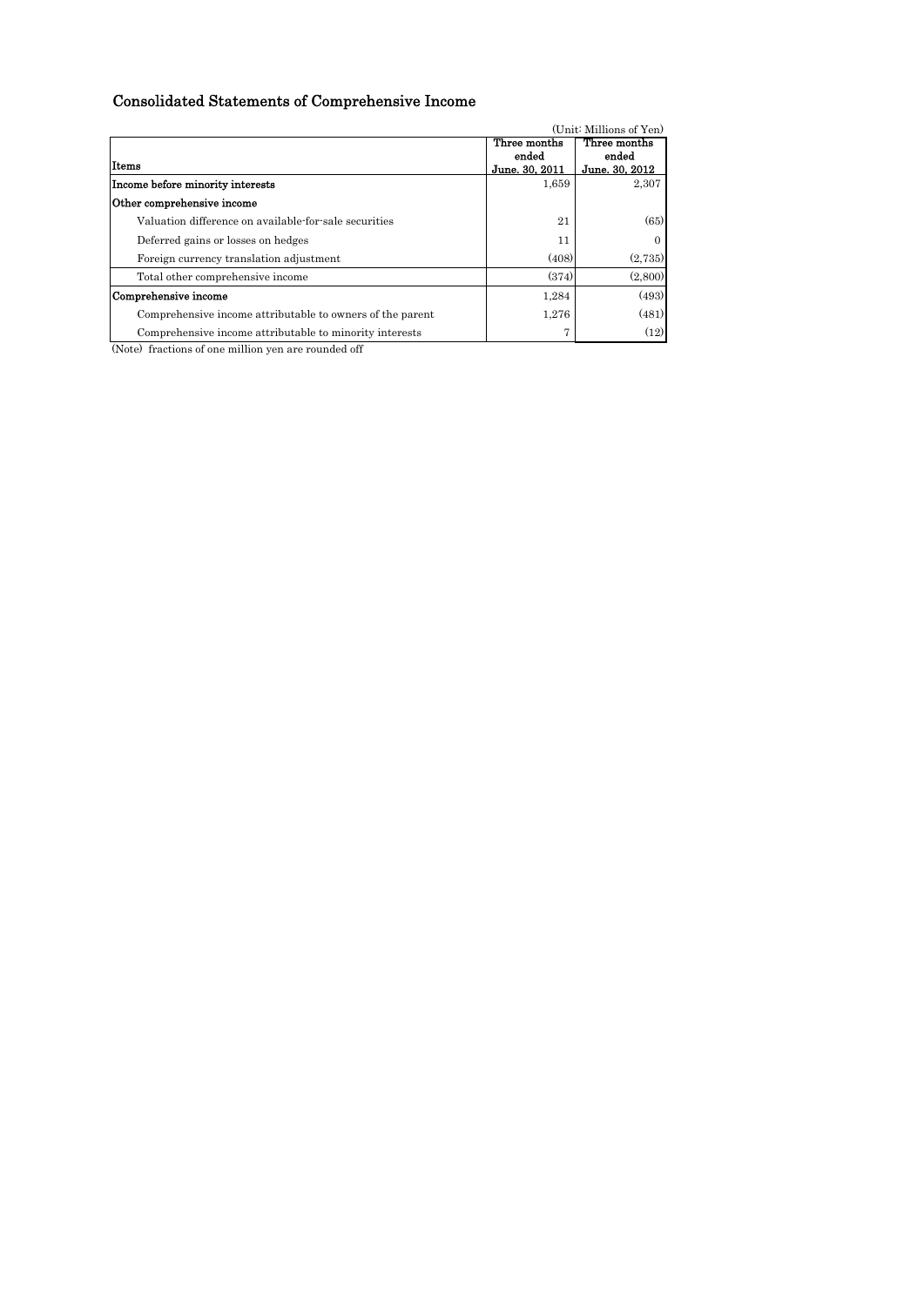# Consolidated Statements of Comprehensive Income

(Unit: Millions of Yen)

| Items | Three months ended June. 30, 2011 | Three months ended June. 30, 2012 |
|---|---|---|
| **Income before minority interests** | 1,659 | 2,307 |
| **Other comprehensive income** | | |
| Valuation difference on available-for-sale securities | 21 | (65) |
| Deferred gains or losses on hedges | 11 | 0 |
| Foreign currency translation adjustment | (408) | (2,735) |
| Total other comprehensive income | (374) | (2,800) |
| **Comprehensive income** | 1,284 | (493) |
| Comprehensive income attributable to owners of the parent | 1,276 | (481) |
| Comprehensive income attributable to minority interests | 7 | (12) |

(Note) fractions of one million yen are rounded off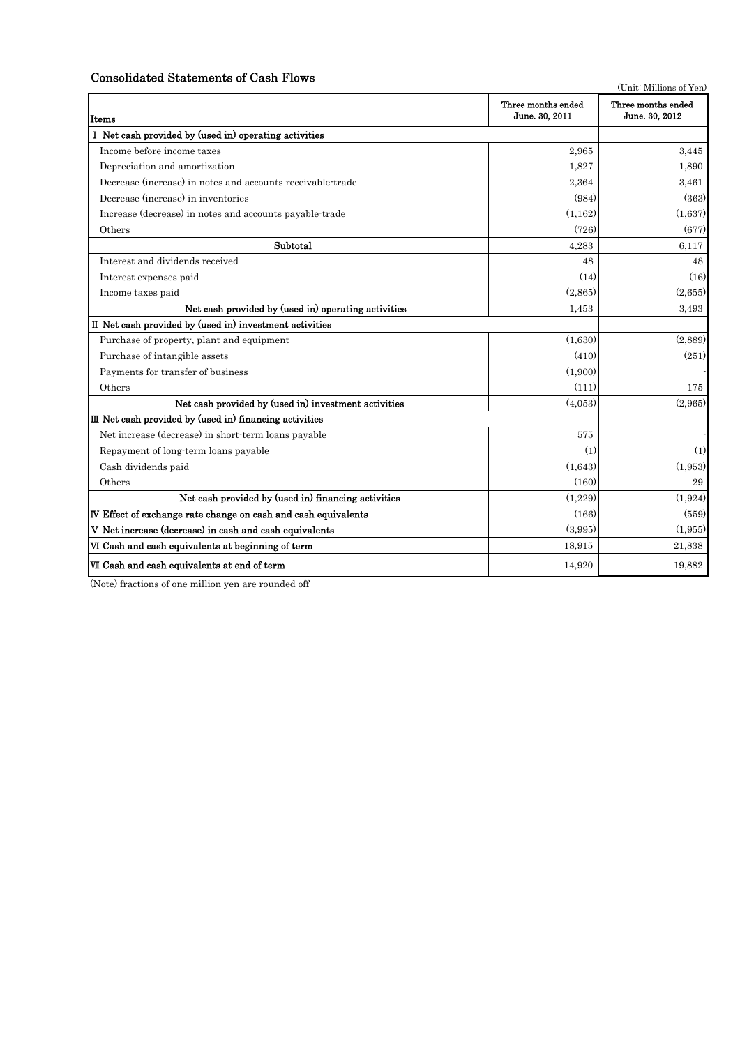## Consolidated Statements of Cash Flows

(Unit: Millions of Yen)

| Items | Three months ended June. 30, 2011 | Three months ended June. 30, 2012 |
|---|---|---|
| I Net cash provided by (used in) operating activities | | |
| Income before income taxes | 2,965 | 3,445 |
| Depreciation and amortization | 1,827 | 1,890 |
| Decrease (increase) in notes and accounts receivable-trade | 2,364 | 3,461 |
| Decrease (increase) in inventories | (984) | (363) |
| Increase (decrease) in notes and accounts payable-trade | (1,162) | (1,637) |
| Others | (726) | (677) |
| Subtotal | 4,283 | 6,117 |
| Interest and dividends received | 48 | 48 |
| Interest expenses paid | (14) | (16) |
| Income taxes paid | (2,865) | (2,655) |
| Net cash provided by (used in) operating activities | 1,453 | 3,493 |
| II Net cash provided by (used in) investment activities | | |
| Purchase of property, plant and equipment | (1,630) | (2,889) |
| Purchase of intangible assets | (410) | (251) |
| Payments for transfer of business | (1,900) | - |
| Others | (111) | 175 |
| Net cash provided by (used in) investment activities | (4,053) | (2,965) |
| III Net cash provided by (used in) financing activities | | |
| Net increase (decrease) in short-term loans payable | 575 | - |
| Repayment of long-term loans payable | (1) | (1) |
| Cash dividends paid | (1,643) | (1,953) |
| Others | (160) | 29 |
| Net cash provided by (used in) financing activities | (1,229) | (1,924) |
| IV Effect of exchange rate change on cash and cash equivalents | (166) | (559) |
| V Net increase (decrease) in cash and cash equivalents | (3,995) | (1,955) |
| VI Cash and cash equivalents at beginning of term | 18,915 | 21,838 |
| VII Cash and cash equivalents at end of term | 14,920 | 19,882 |

(Note) fractions of one million yen are rounded off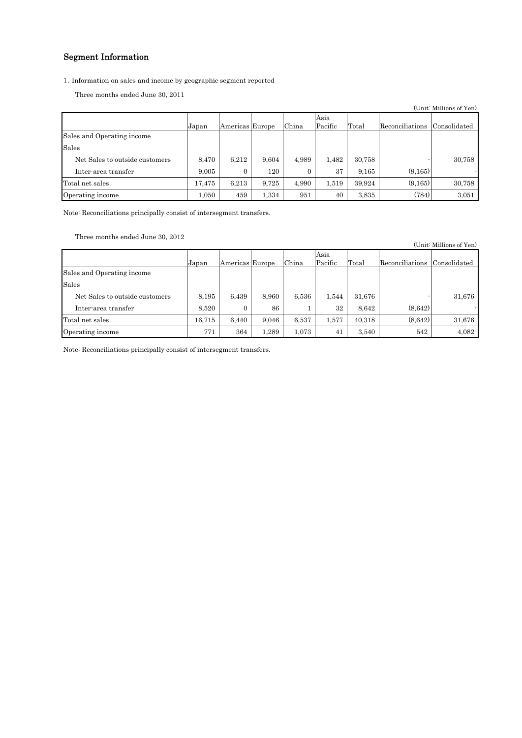# Segment Information

1. Information on sales and income by geographic segment reported

Three months ended June 30, 2011

(Unit: Millions of Yen)

| | Japan | Americas | Europe | China | Asia Pacific | Total | Reconciliations | Consolidated |
|---|---|---|---|---|---|---|---|---|
| Sales and Operating income | | | | | | | | |
| Sales | | | | | | | | |
| Net Sales to outside customers | 8,470 | 6,212 | 9,604 | 4,989 | 1,482 | 30,758 | - | 30,758 |
| Inter-area transfer | 9,005 | 0 | 120 | 0 | 37 | 9,165 | (9,165) | - |
| Total net sales | 17,475 | 6,213 | 9,725 | 4,990 | 1,519 | 39,924 | (9,165) | 30,758 |
| Operating income | 1,050 | 459 | 1,334 | 951 | 40 | 3,835 | (784) | 3,051 |

Note: Reconciliations principally consist of intersegment transfers.

Three months ended June 30, 2012

(Unit: Millions of Yen)

| | Japan | Americas | Europe | China | Asia Pacific | Total | Reconciliations | Consolidated |
|---|---|---|---|---|---|---|---|---|
| Sales and Operating income | | | | | | | | |
| Sales | | | | | | | | |
| Net Sales to outside customers | 8,195 | 6,439 | 8,960 | 6,536 | 1,544 | 31,676 | - | 31,676 |
| Inter-area transfer | 8,520 | 0 | 86 | 1 | 32 | 8,642 | (8,642) | - |
| Total net sales | 16,715 | 6,440 | 9,046 | 6,537 | 1,577 | 40,318 | (8,642) | 31,676 |
| Operating income | 771 | 364 | 1,289 | 1,073 | 41 | 3,540 | 542 | 4,082 |

Note: Reconciliations principally consist of intersegment transfers.